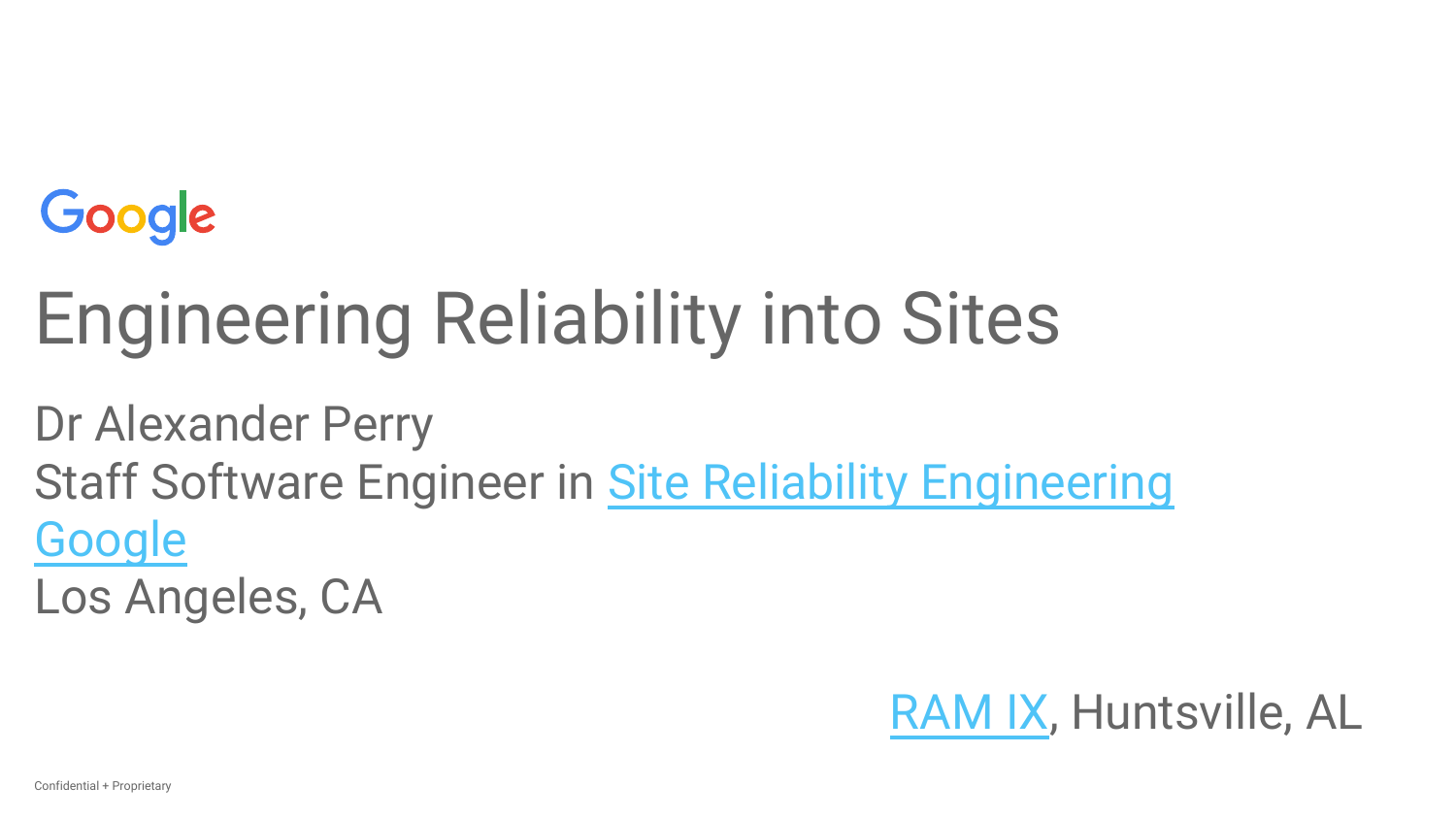Google

# Engineering Reliability into Sites

Dr Alexander Perry
Staff Software Engineer in Site Reliability Engineering
Google
Los Angeles, CA

RAM IX, Huntsville, AL

Confidential + Proprietary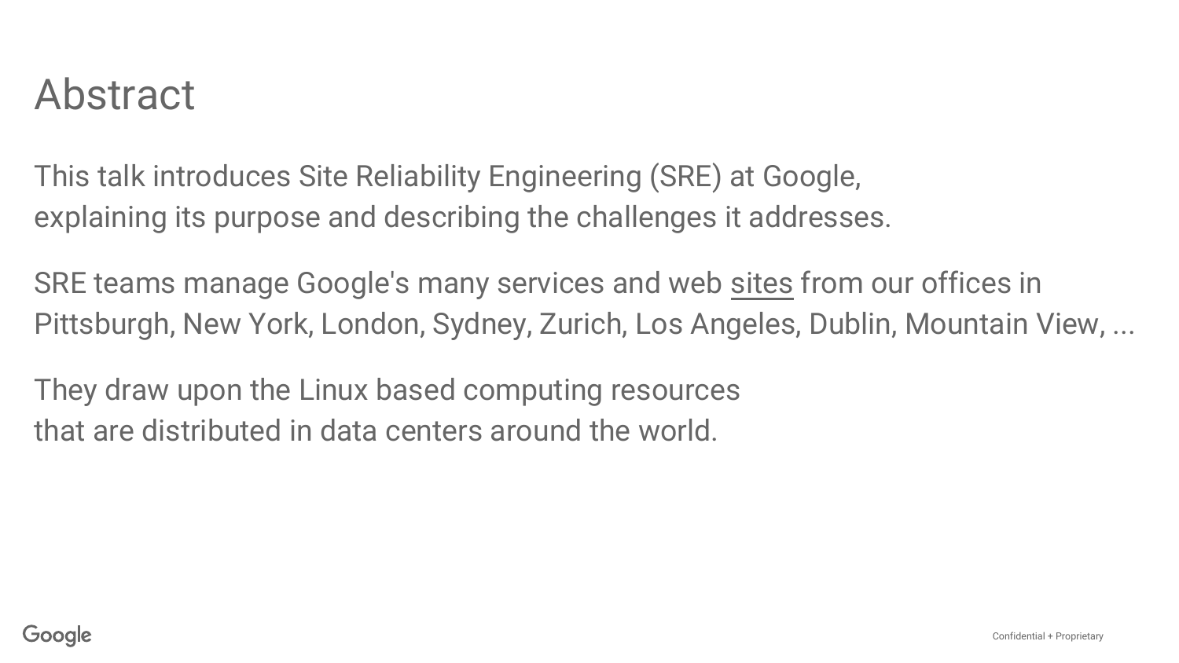# Abstract

This talk introduces Site Reliability Engineering (SRE) at Google, explaining its purpose and describing the challenges it addresses.

SRE teams manage Google's many services and web sites from our offices in Pittsburgh, New York, London, Sydney, Zurich, Los Angeles, Dublin, Mountain View, ...

They draw upon the Linux based computing resources that are distributed in data centers around the world.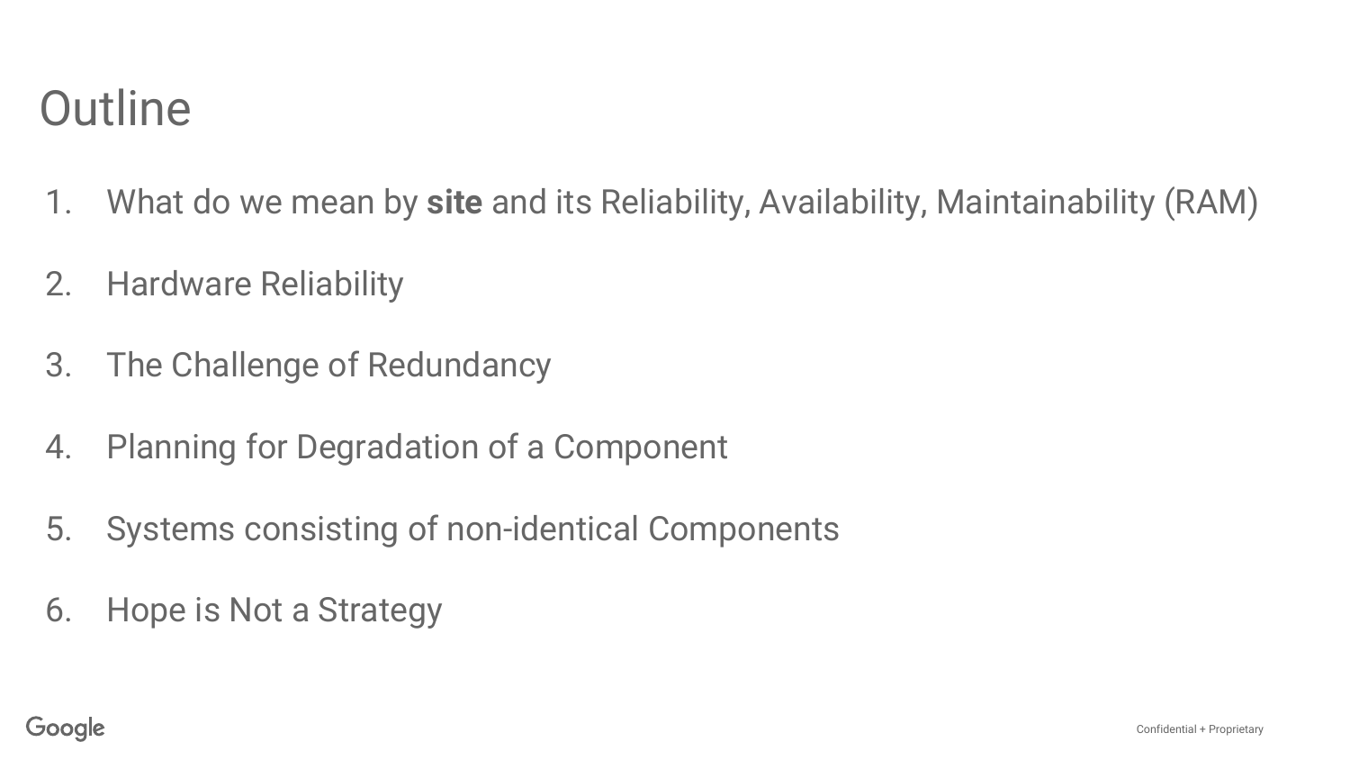# Outline

1. What do we mean by **site** and its Reliability, Availability, Maintainability (RAM)
2. Hardware Reliability
3. The Challenge of Redundancy
4. Planning for Degradation of a Component
5. Systems consisting of non-identical Components
6. Hope is Not a Strategy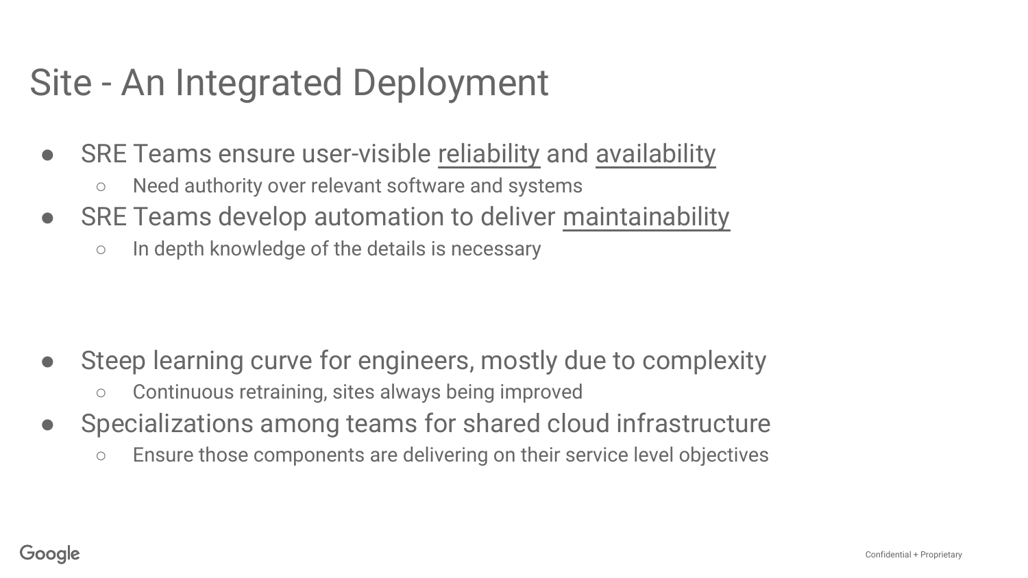# Site - An Integrated Deployment

- SRE Teams ensure user-visible reliability and availability
  - Need authority over relevant software and systems
- SRE Teams develop automation to deliver maintainability
  - In depth knowledge of the details is necessary

- Steep learning curve for engineers, mostly due to complexity
  - Continuous retraining, sites always being improved
- Specializations among teams for shared cloud infrastructure
  - Ensure those components are delivering on their service level objectives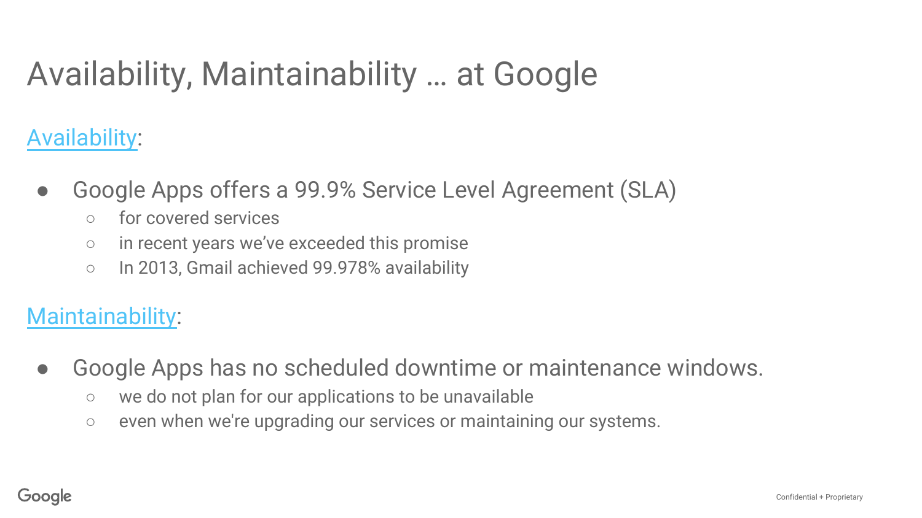# Availability, Maintainability … at Google

## Availability:

- Google Apps offers a 99.9% Service Level Agreement (SLA)
    - for covered services
    - in recent years we've exceeded this promise
    - In 2013, Gmail achieved 99.978% availability

## Maintainability:

- Google Apps has no scheduled downtime or maintenance windows.
    - we do not plan for our applications to be unavailable
    - even when we're upgrading our services or maintaining our systems.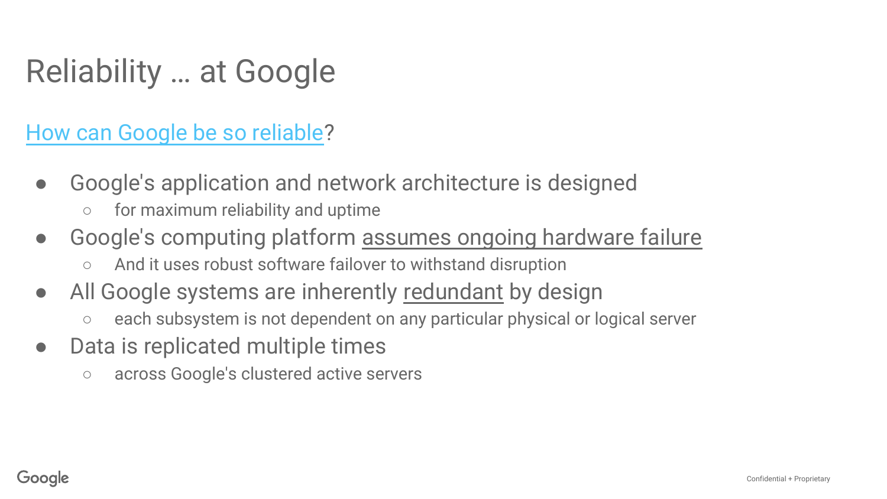# Reliability … at Google

How can Google be so reliable?

- Google's application and network architecture is designed
  - for maximum reliability and uptime
- Google's computing platform assumes ongoing hardware failure
  - And it uses robust software failover to withstand disruption
- All Google systems are inherently redundant by design
  - each subsystem is not dependent on any particular physical or logical server
- Data is replicated multiple times
  - across Google's clustered active servers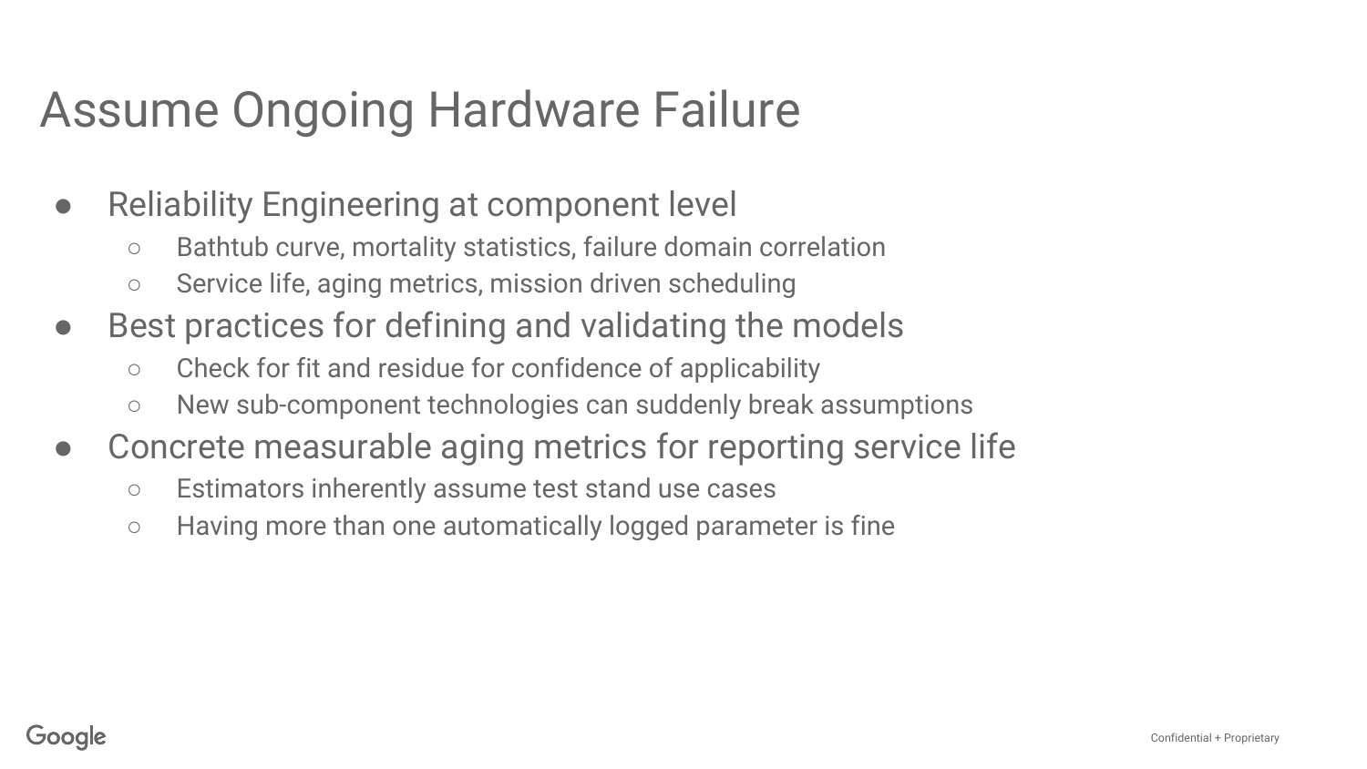# Assume Ongoing Hardware Failure

- Reliability Engineering at component level
  - Bathtub curve, mortality statistics, failure domain correlation
  - Service life, aging metrics, mission driven scheduling
- Best practices for defining and validating the models
  - Check for fit and residue for confidence of applicability
  - New sub-component technologies can suddenly break assumptions
- Concrete measurable aging metrics for reporting service life
  - Estimators inherently assume test stand use cases
  - Having more than one automatically logged parameter is fine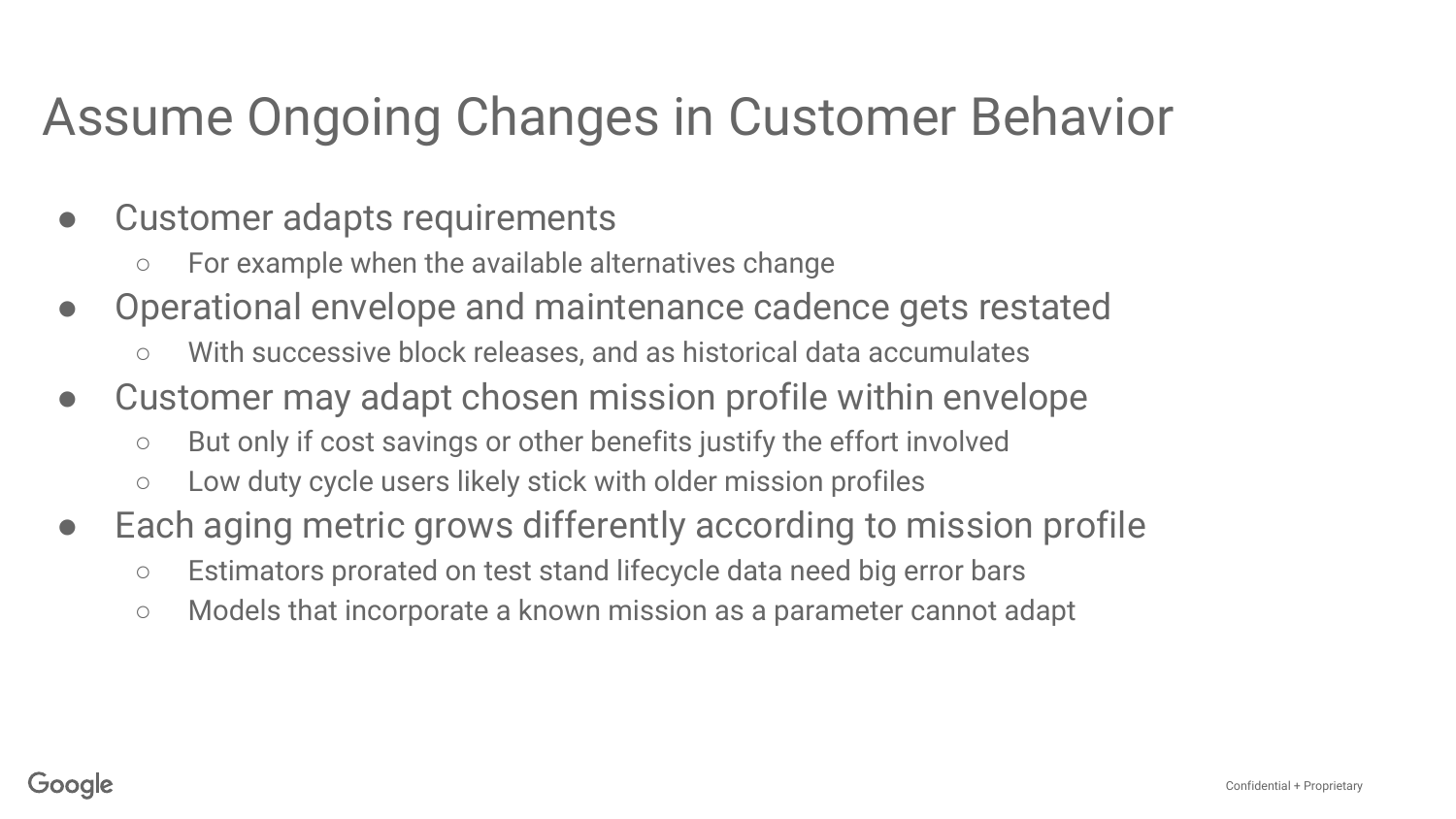# Assume Ongoing Changes in Customer Behavior

- Customer adapts requirements
  - For example when the available alternatives change
- Operational envelope and maintenance cadence gets restated
  - With successive block releases, and as historical data accumulates
- Customer may adapt chosen mission profile within envelope
  - But only if cost savings or other benefits justify the effort involved
  - Low duty cycle users likely stick with older mission profiles
- Each aging metric grows differently according to mission profile
  - Estimators prorated on test stand lifecycle data need big error bars
  - Models that incorporate a known mission as a parameter cannot adapt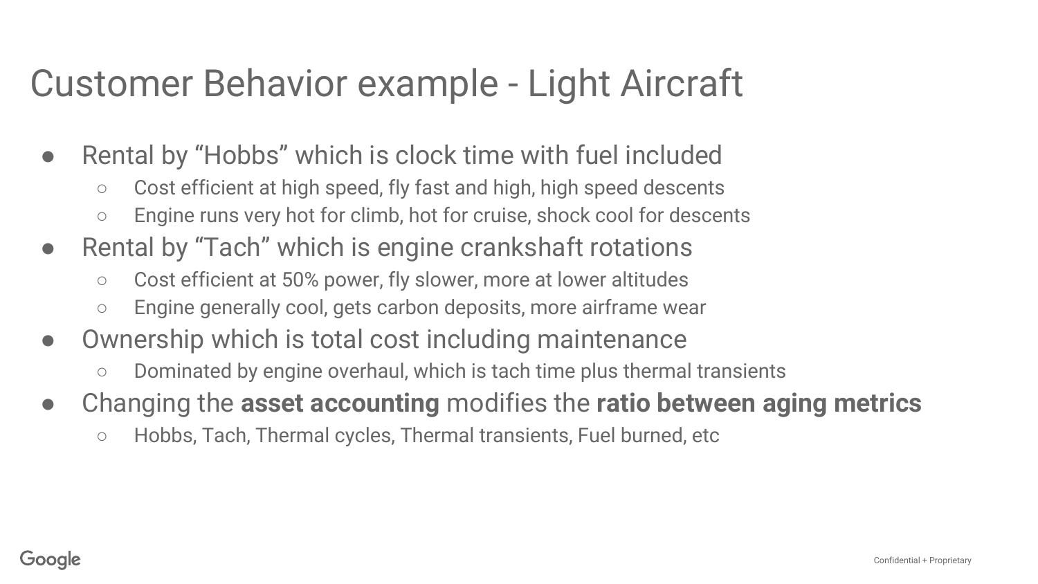# Customer Behavior example - Light Aircraft

- Rental by “Hobbs” which is clock time with fuel included
  - Cost efficient at high speed, fly fast and high, high speed descents
  - Engine runs very hot for climb, hot for cruise, shock cool for descents
- Rental by “Tach” which is engine crankshaft rotations
  - Cost efficient at 50% power, fly slower, more at lower altitudes
  - Engine generally cool, gets carbon deposits, more airframe wear
- Ownership which is total cost including maintenance
  - Dominated by engine overhaul, which is tach time plus thermal transients
- Changing the **asset accounting** modifies the **ratio between aging metrics**
  - Hobbs, Tach, Thermal cycles, Thermal transients, Fuel burned, etc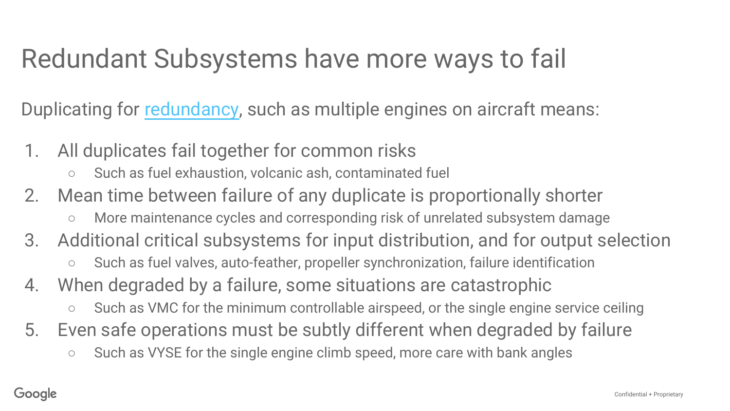# Redundant Subsystems have more ways to fail

Duplicating for redundancy, such as multiple engines on aircraft means:

1. All duplicates fail together for common risks
   - Such as fuel exhaustion, volcanic ash, contaminated fuel
2. Mean time between failure of any duplicate is proportionally shorter
   - More maintenance cycles and corresponding risk of unrelated subsystem damage
3. Additional critical subsystems for input distribution, and for output selection
   - Such as fuel valves, auto-feather, propeller synchronization, failure identification
4. When degraded by a failure, some situations are catastrophic
   - Such as VMC for the minimum controllable airspeed, or the single engine service ceiling
5. Even safe operations must be subtly different when degraded by failure
   - Such as VYSE for the single engine climb speed, more care with bank angles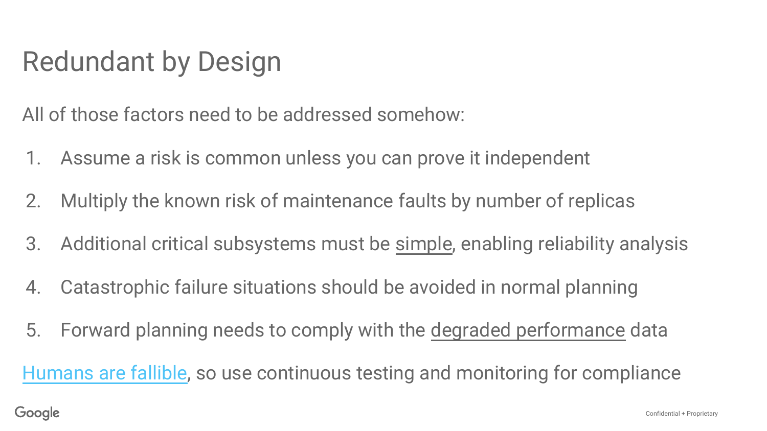# Redundant by Design

All of those factors need to be addressed somehow:

1. Assume a risk is common unless you can prove it independent
2. Multiply the known risk of maintenance faults by number of replicas
3. Additional critical subsystems must be simple, enabling reliability analysis
4. Catastrophic failure situations should be avoided in normal planning
5. Forward planning needs to comply with the degraded performance data

Humans are fallible, so use continuous testing and monitoring for compliance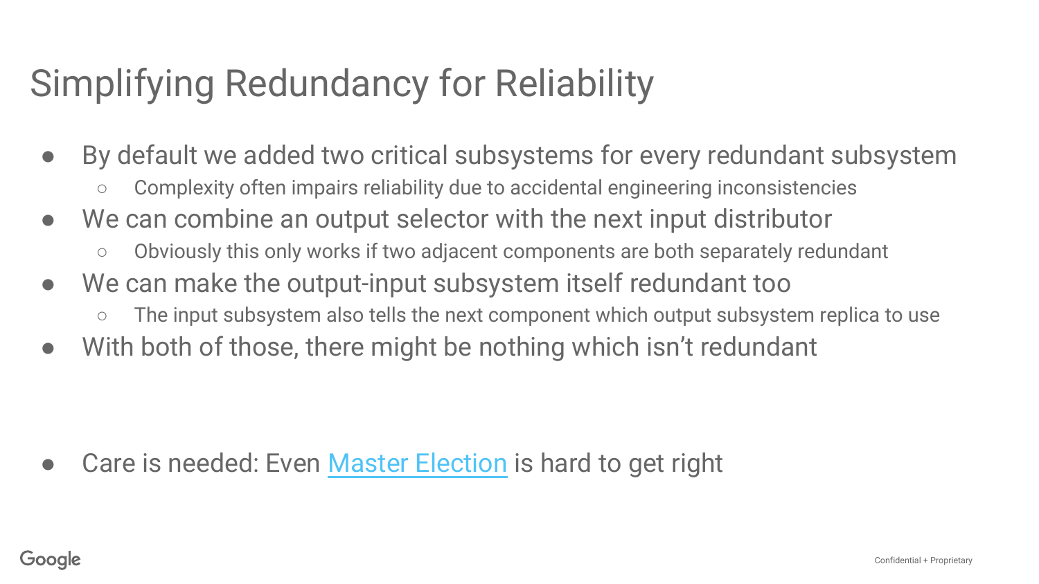# Simplifying Redundancy for Reliability

- By default we added two critical subsystems for every redundant subsystem
  - Complexity often impairs reliability due to accidental engineering inconsistencies
- We can combine an output selector with the next input distributor
  - Obviously this only works if two adjacent components are both separately redundant
- We can make the output-input subsystem itself redundant too
  - The input subsystem also tells the next component which output subsystem replica to use
- With both of those, there might be nothing which isn't redundant

- Care is needed: Even Master Election is hard to get right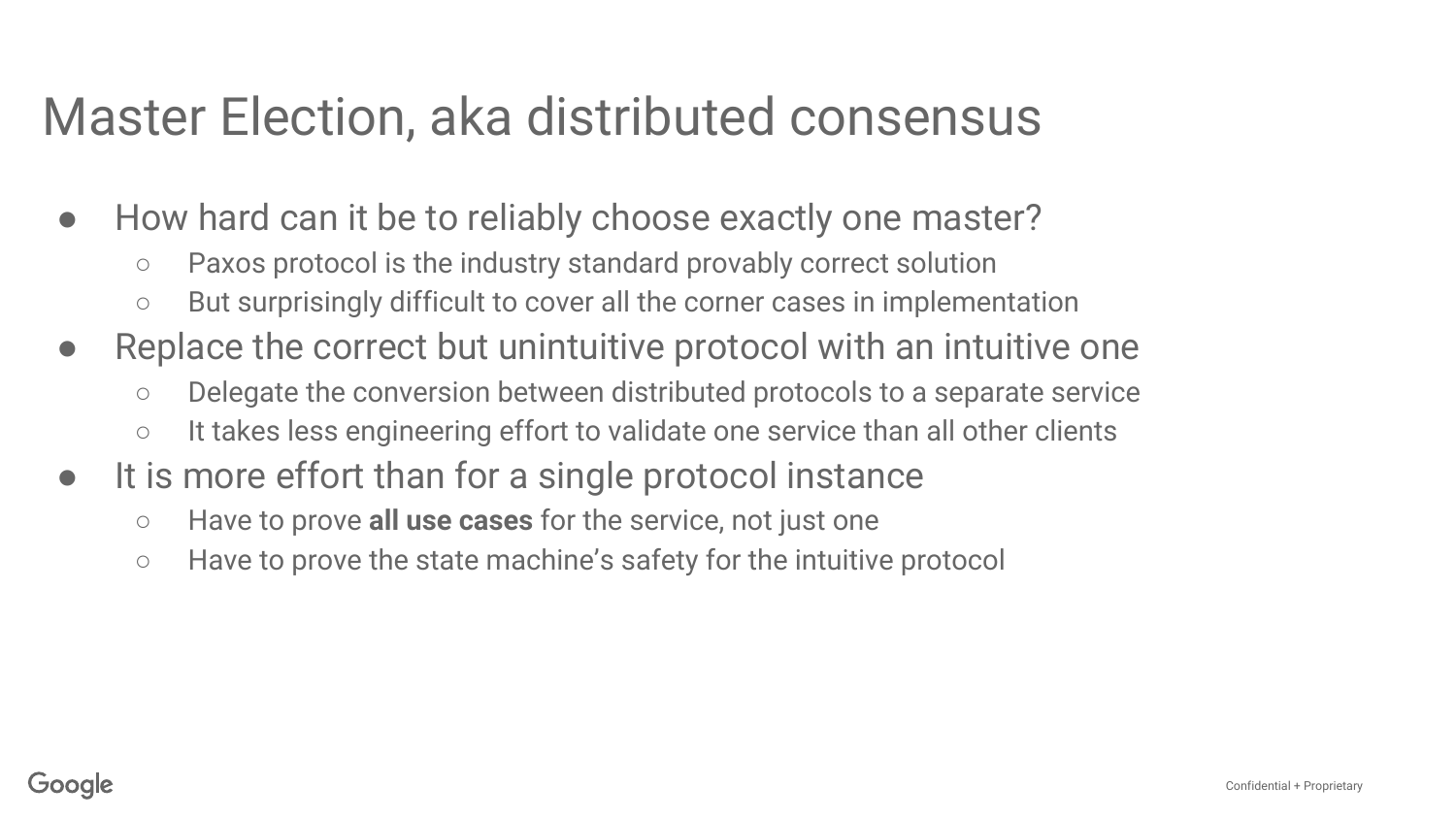# Master Election, aka distributed consensus

- How hard can it be to reliably choose exactly one master?
  - Paxos protocol is the industry standard provably correct solution
  - But surprisingly difficult to cover all the corner cases in implementation
- Replace the correct but unintuitive protocol with an intuitive one
  - Delegate the conversion between distributed protocols to a separate service
  - It takes less engineering effort to validate one service than all other clients
- It is more effort than for a single protocol instance
  - Have to prove **all use cases** for the service, not just one
  - Have to prove the state machine's safety for the intuitive protocol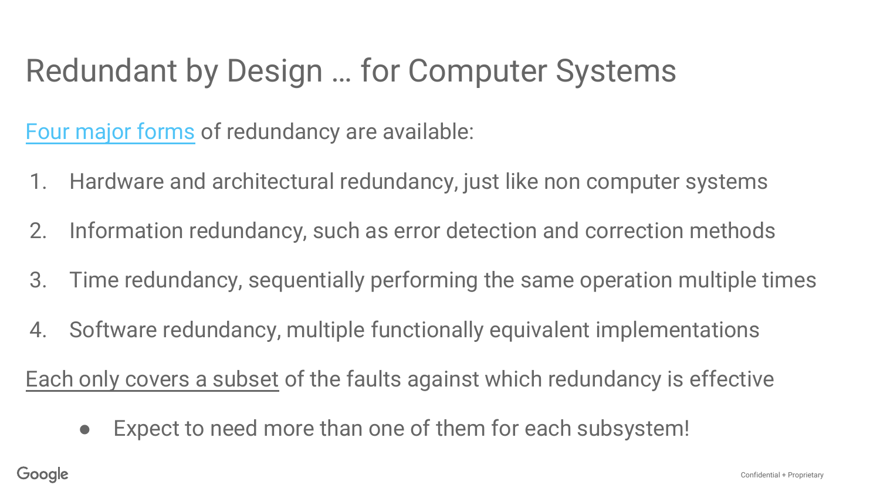# Redundant by Design … for Computer Systems

Four major forms of redundancy are available:

1. Hardware and architectural redundancy, just like non computer systems
2. Information redundancy, such as error detection and correction methods
3. Time redundancy, sequentially performing the same operation multiple times
4. Software redundancy, multiple functionally equivalent implementations

Each only covers a subset of the faults against which redundancy is effective

- Expect to need more than one of them for each subsystem!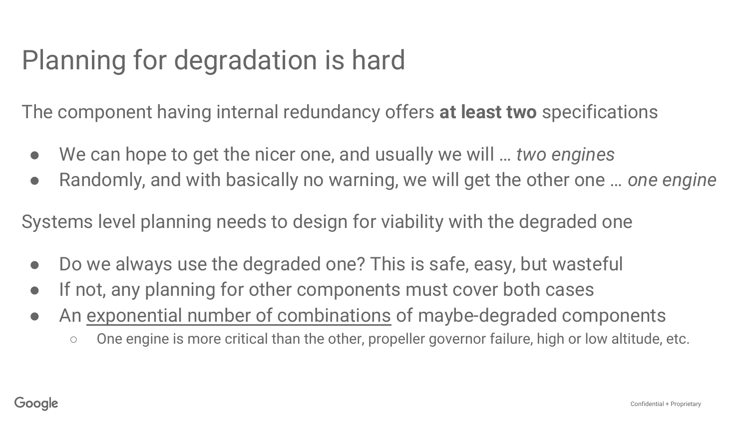# Planning for degradation is hard

The component having internal redundancy offers **at least two** specifications

- We can hope to get the nicer one, and usually we will … *two engines*
- Randomly, and with basically no warning, we will get the other one … *one engine*

Systems level planning needs to design for viability with the degraded one

- Do we always use the degraded one? This is safe, easy, but wasteful
- If not, any planning for other components must cover both cases
- An <u>exponential number of combinations</u> of maybe-degraded components
  - One engine is more critical than the other, propeller governor failure, high or low altitude, etc.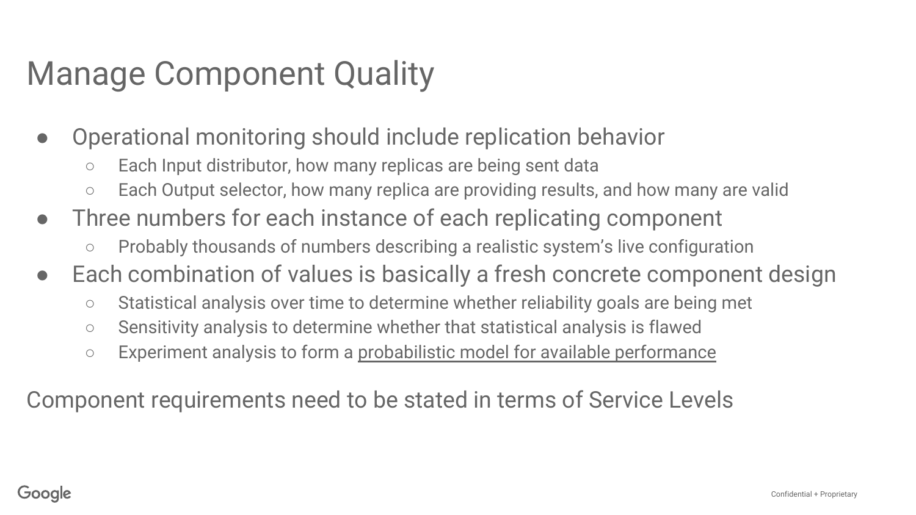# Manage Component Quality

- Operational monitoring should include replication behavior
  - Each Input distributor, how many replicas are being sent data
  - Each Output selector, how many replica are providing results, and how many are valid
- Three numbers for each instance of each replicating component
  - Probably thousands of numbers describing a realistic system's live configuration
- Each combination of values is basically a fresh concrete component design
  - Statistical analysis over time to determine whether reliability goals are being met
  - Sensitivity analysis to determine whether that statistical analysis is flawed
  - Experiment analysis to form a probabilistic model for available performance

Component requirements need to be stated in terms of Service Levels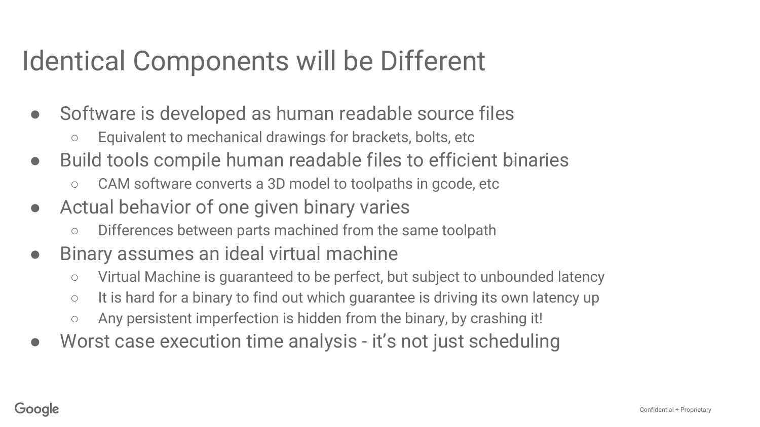# Identical Components will be Different

- Software is developed as human readable source files
  - Equivalent to mechanical drawings for brackets, bolts, etc
- Build tools compile human readable files to efficient binaries
  - CAM software converts a 3D model to toolpaths in gcode, etc
- Actual behavior of one given binary varies
  - Differences between parts machined from the same toolpath
- Binary assumes an ideal virtual machine
  - Virtual Machine is guaranteed to be perfect, but subject to unbounded latency
  - It is hard for a binary to find out which guarantee is driving its own latency up
  - Any persistent imperfection is hidden from the binary, by crashing it!
- Worst case execution time analysis - it's not just scheduling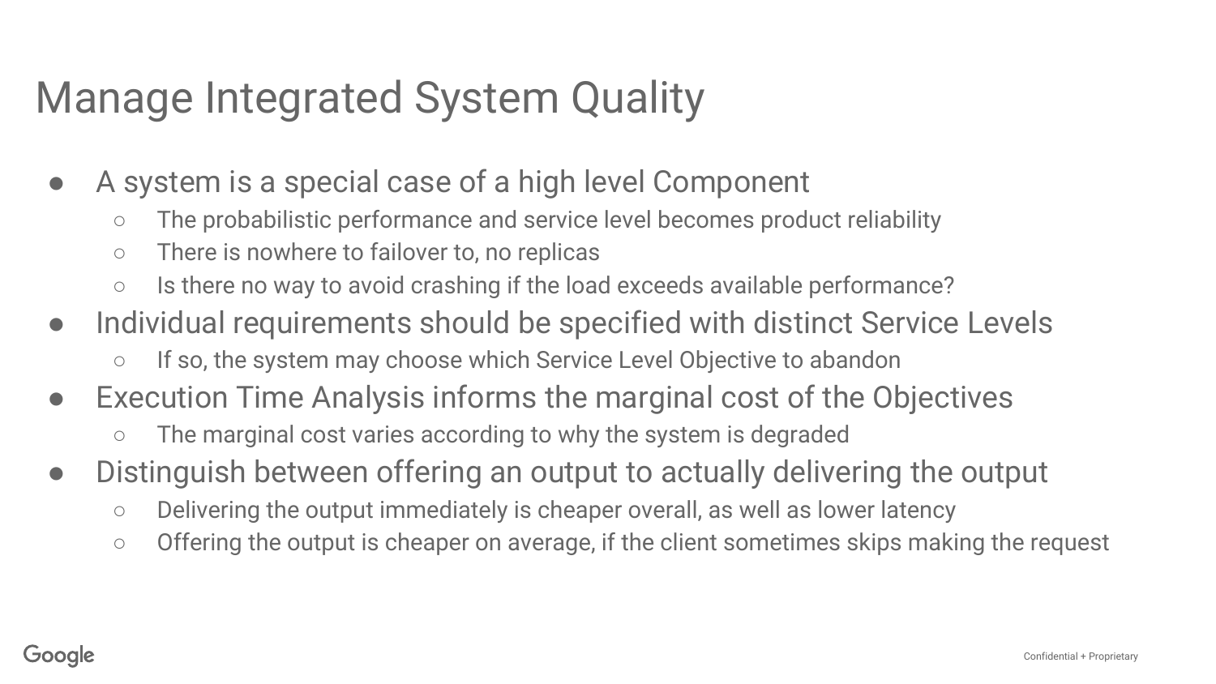# Manage Integrated System Quality

- A system is a special case of a high level Component
  - The probabilistic performance and service level becomes product reliability
  - There is nowhere to failover to, no replicas
  - Is there no way to avoid crashing if the load exceeds available performance?
- Individual requirements should be specified with distinct Service Levels
  - If so, the system may choose which Service Level Objective to abandon
- Execution Time Analysis informs the marginal cost of the Objectives
  - The marginal cost varies according to why the system is degraded
- Distinguish between offering an output to actually delivering the output
  - Delivering the output immediately is cheaper overall, as well as lower latency
  - Offering the output is cheaper on average, if the client sometimes skips making the request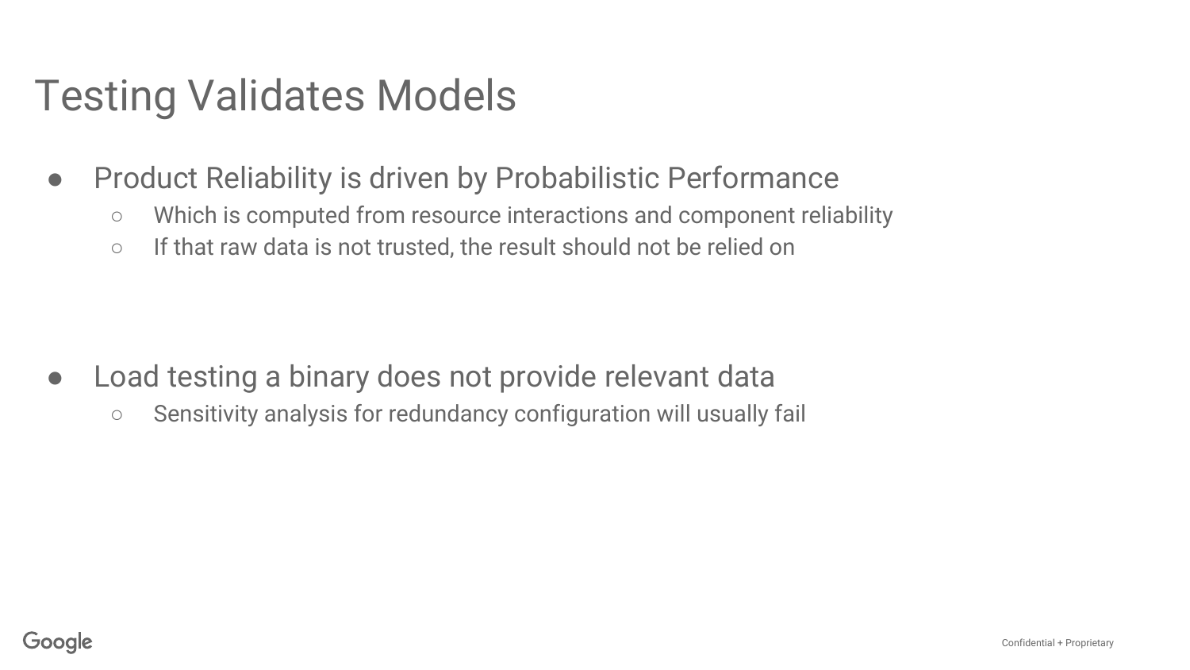# Testing Validates Models

- Product Reliability is driven by Probabilistic Performance
  - Which is computed from resource interactions and component reliability
  - If that raw data is not trusted, the result should not be relied on

- Load testing a binary does not provide relevant data
  - Sensitivity analysis for redundancy configuration will usually fail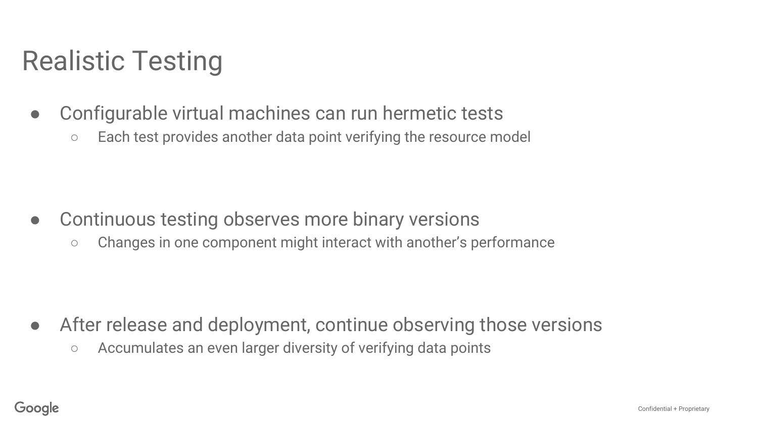# Realistic Testing

- Configurable virtual machines can run hermetic tests
  - Each test provides another data point verifying the resource model

- Continuous testing observes more binary versions
  - Changes in one component might interact with another's performance

- After release and deployment, continue observing those versions
  - Accumulates an even larger diversity of verifying data points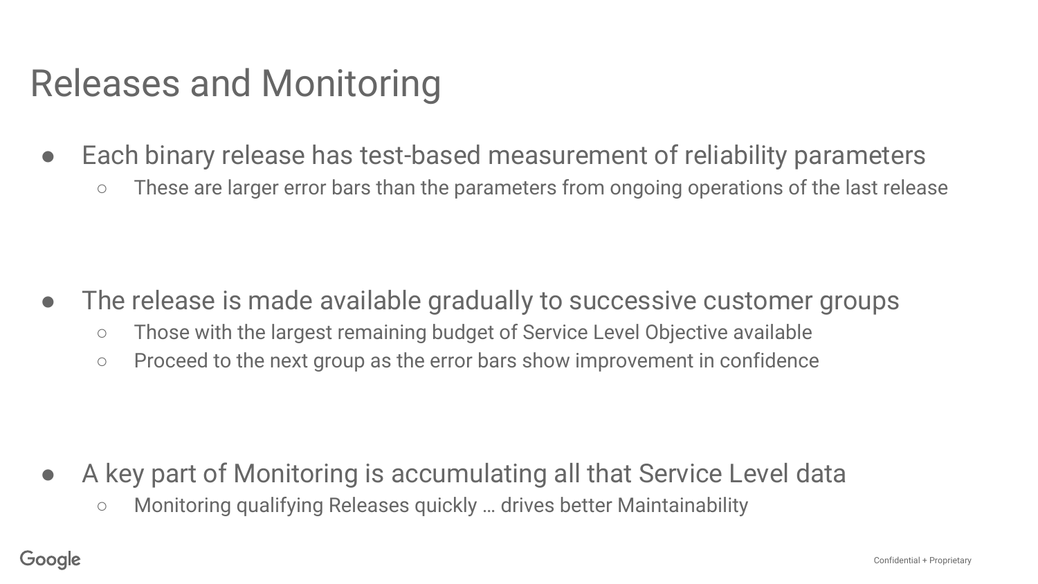# Releases and Monitoring

- Each binary release has test-based measurement of reliability parameters
  - These are larger error bars than the parameters from ongoing operations of the last release

- The release is made available gradually to successive customer groups
  - Those with the largest remaining budget of Service Level Objective available
  - Proceed to the next group as the error bars show improvement in confidence

- A key part of Monitoring is accumulating all that Service Level data
  - Monitoring qualifying Releases quickly … drives better Maintainability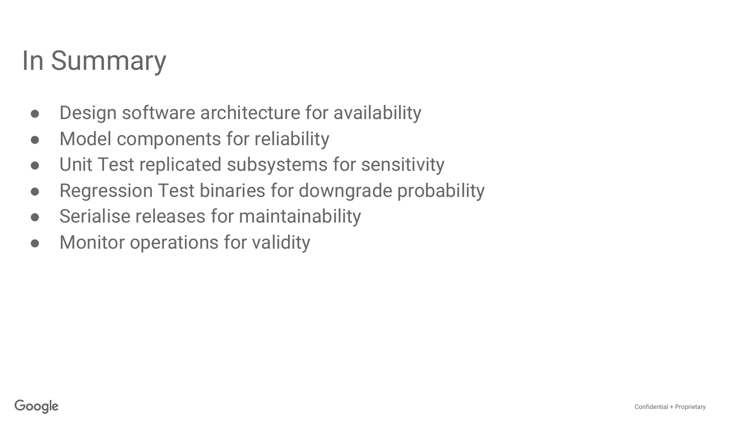# In Summary

- Design software architecture for availability
- Model components for reliability
- Unit Test replicated subsystems for sensitivity
- Regression Test binaries for downgrade probability
- Serialise releases for maintainability
- Monitor operations for validity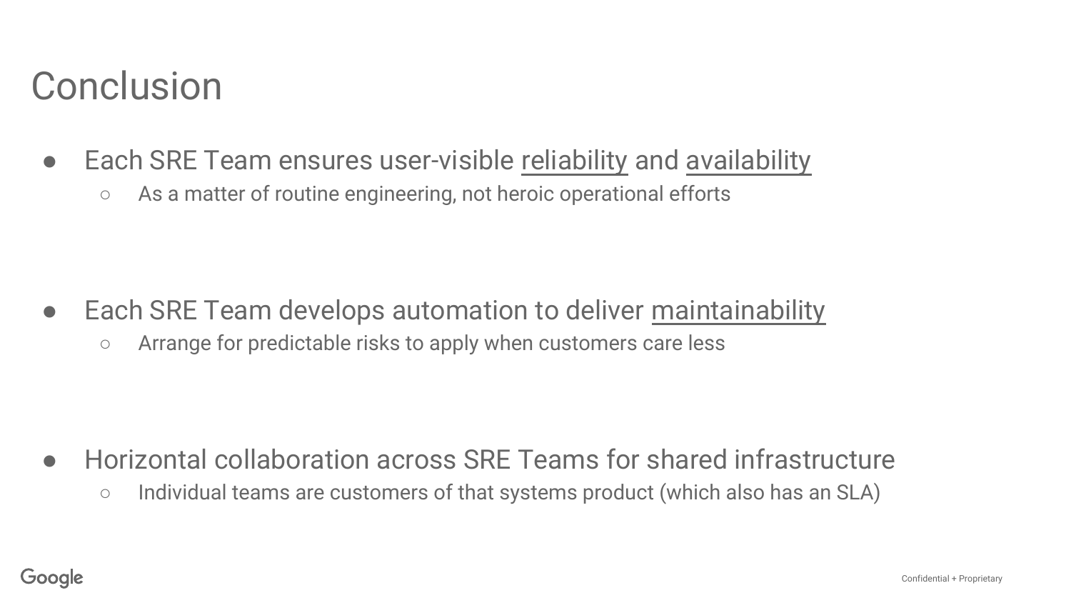# Conclusion

- Each SRE Team ensures user-visible reliability and availability
  - As a matter of routine engineering, not heroic operational efforts

- Each SRE Team develops automation to deliver maintainability
  - Arrange for predictable risks to apply when customers care less

- Horizontal collaboration across SRE Teams for shared infrastructure
  - Individual teams are customers of that systems product (which also has an SLA)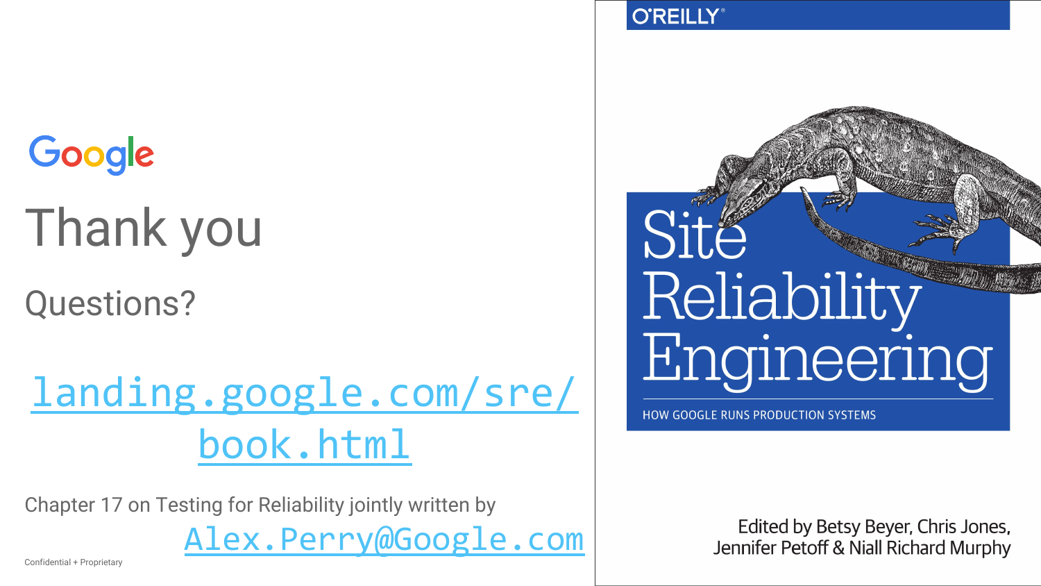Google

# Thank you

Questions?

landing.google.com/sre/book.html

Chapter 17 on Testing for Reliability jointly written by Alex.Perry@Google.com

Confidential + Proprietary

O'REILLY

# Site Reliability Engineering

HOW GOOGLE RUNS PRODUCTION SYSTEMS

Edited by Betsy Beyer, Chris Jones, Jennifer Petoff & Niall Richard Murphy